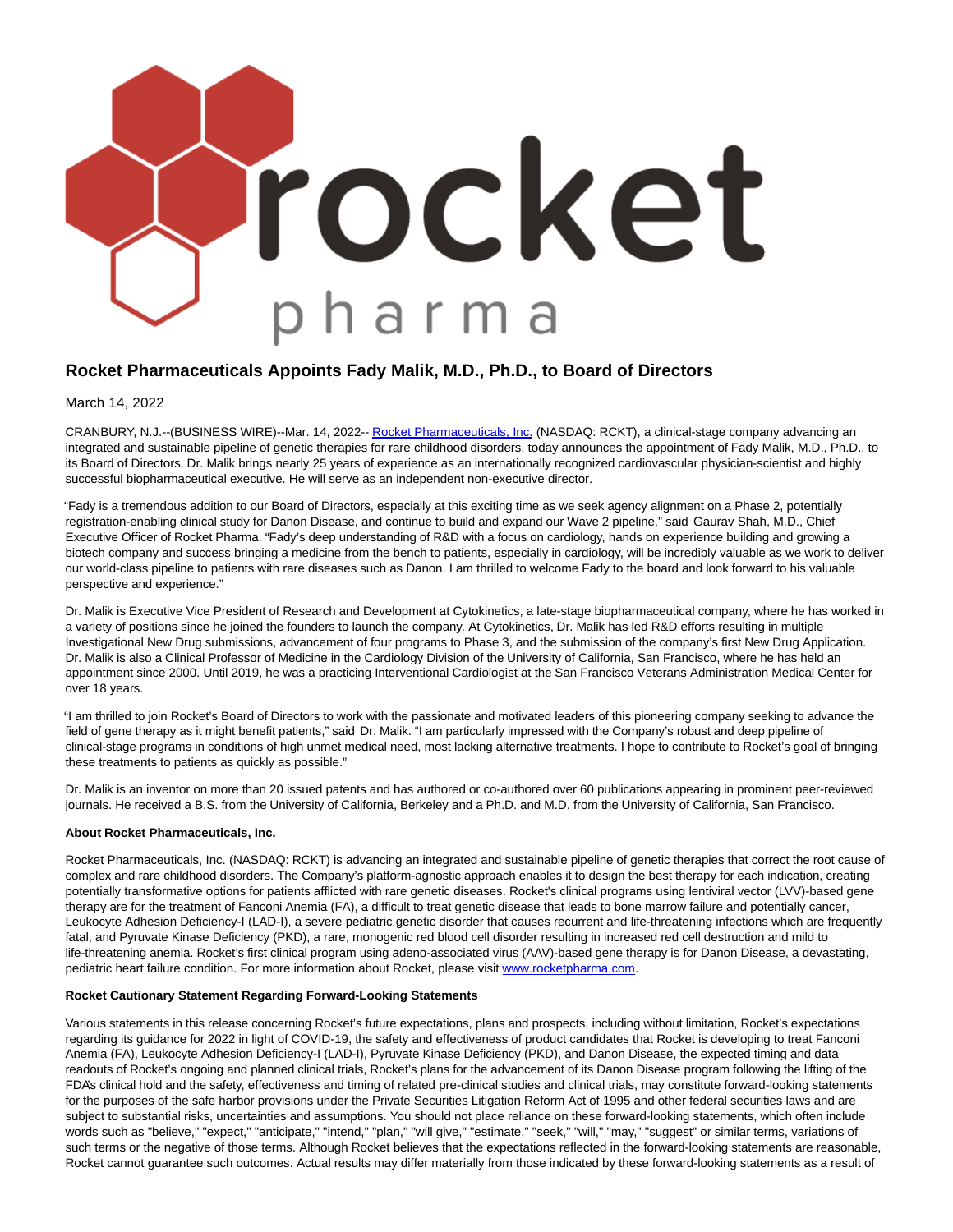# Rocket Pharmaceuticals Appoints Fady Malik, M.D., Ph.D., to Board of Directors

March 14, 2022

CRANBURY, N.J.--(BUSINESS WIRE)--Mar. 14, 2022-- Rocket Pharmaceuticals, Inc. (NASDAQ: RCKT), a clinical-stage company advancing an integrated and sustainable pipeline of genetic therapies for rare childhood disorders, today announces the appointment of Fady Malik, M.D., Ph.D., to its Board of Directors. Dr. Malik brings nearly 25 years of experience as an internationally recognized cardiovascular physician-scientist and highly successful biopharmaceutical executive. He will serve as an independent non-executive director.

"Fady is a tremendous addition to our Board of Directors, especially at this exciting time as we seek agency alignment on a Phase 2, potentially registration-enabling clinical study for Danon Disease, and continue to build and expand our Wave 2 pipeline," said Gaurav Shah, M.D., Chief Executive Officer of Rocket Pharma. "Fady's deep understanding of R&D with a focus on cardiology, hands on experience building and growing a biotech company and success bringing a medicine from the bench to patients, especially in cardiology, will be incredibly valuable as we work to deliver our world-class pipeline to patients with rare diseases such as Danon. I am thrilled to welcome Fady to the board and look forward to his valuable perspective and experience."

Dr. Malik is Executive Vice President of Research and Development at Cytokinetics, a late-stage biopharmaceutical company, where he has worked in a variety of positions since he joined the founders to launch the company. At Cytokinetics, Dr. Malik has led R&D efforts resulting in multiple Investigational New Drug submissions, advancement of four programs to Phase 3, and the submission of the company's first New Drug Application. Dr. Malik is also a Clinical Professor of Medicine in the Cardiology Division of the University of California, San Francisco, where he has held an appointment since 2000. Until 2019, he was a practicing Interventional Cardiologist at the San Francisco Veterans Administration Medical Center for over 18 years.

"I am thrilled to join Rocket's Board of Directors to work with the passionate and motivated leaders of this pioneering company seeking to advance the field of gene therapy as it might benefit patients," said Dr. Malik. "I am particularly impressed with the Company's robust and deep pipeline of clinical-stage programs in conditions of high unmet medical need, most lacking alternative treatments. I hope to contribute to Rocket's goal of bringing these treatments to patients as quickly as possible."

Dr. Malik is an inventor on more than 20 issued patents and has authored or co-authored over 60 publications appearing in prominent peer-reviewed journals. He received a B.S. from the University of California, Berkeley and a Ph.D. and M.D. from the University of California, San Francisco.

**About Rocket Pharmaceuticals, Inc.**

Rocket Pharmaceuticals, Inc. (NASDAQ: RCKT) is advancing an integrated and sustainable pipeline of genetic therapies that correct the root cause of complex and rare childhood disorders. The Company's platform-agnostic approach enables it to design the best therapy for each indication, creating potentially transformative options for patients afflicted with rare genetic diseases. Rocket's clinical programs using lentiviral vector (LVV)-based gene therapy are for the treatment of Fanconi Anemia (FA), a difficult to treat genetic disease that leads to bone marrow failure and potentially cancer, Leukocyte Adhesion Deficiency-I (LAD-I), a severe pediatric genetic disorder that causes recurrent and life-threatening infections which are frequently fatal, and Pyruvate Kinase Deficiency (PKD), a rare, monogenic red blood cell disorder resulting in increased red cell destruction and mild to life-threatening anemia. Rocket's first clinical program using adeno-associated virus (AAV)-based gene therapy is for Danon Disease, a devastating, pediatric heart failure condition. For more information about Rocket, please visit www.rocketpharma.com.

**Rocket Cautionary Statement Regarding Forward-Looking Statements**

Various statements in this release concerning Rocket's future expectations, plans and prospects, including without limitation, Rocket's expectations regarding its guidance for 2022 in light of COVID-19, the safety and effectiveness of product candidates that Rocket is developing to treat Fanconi Anemia (FA), Leukocyte Adhesion Deficiency-I (LAD-I), Pyruvate Kinase Deficiency (PKD), and Danon Disease, the expected timing and data readouts of Rocket's ongoing and planned clinical trials, Rocket's plans for the advancement of its Danon Disease program following the lifting of the FDA's clinical hold and the safety, effectiveness and timing of related pre-clinical studies and clinical trials, may constitute forward-looking statements for the purposes of the safe harbor provisions under the Private Securities Litigation Reform Act of 1995 and other federal securities laws and are subject to substantial risks, uncertainties and assumptions. You should not place reliance on these forward-looking statements, which often include words such as "believe," "expect," "anticipate," "intend," "plan," "will give," "estimate," "seek," "will," "may," "suggest" or similar terms, variations of such terms or the negative of those terms. Although Rocket believes that the expectations reflected in the forward-looking statements are reasonable, Rocket cannot guarantee such outcomes. Actual results may differ materially from those indicated by these forward-looking statements as a result of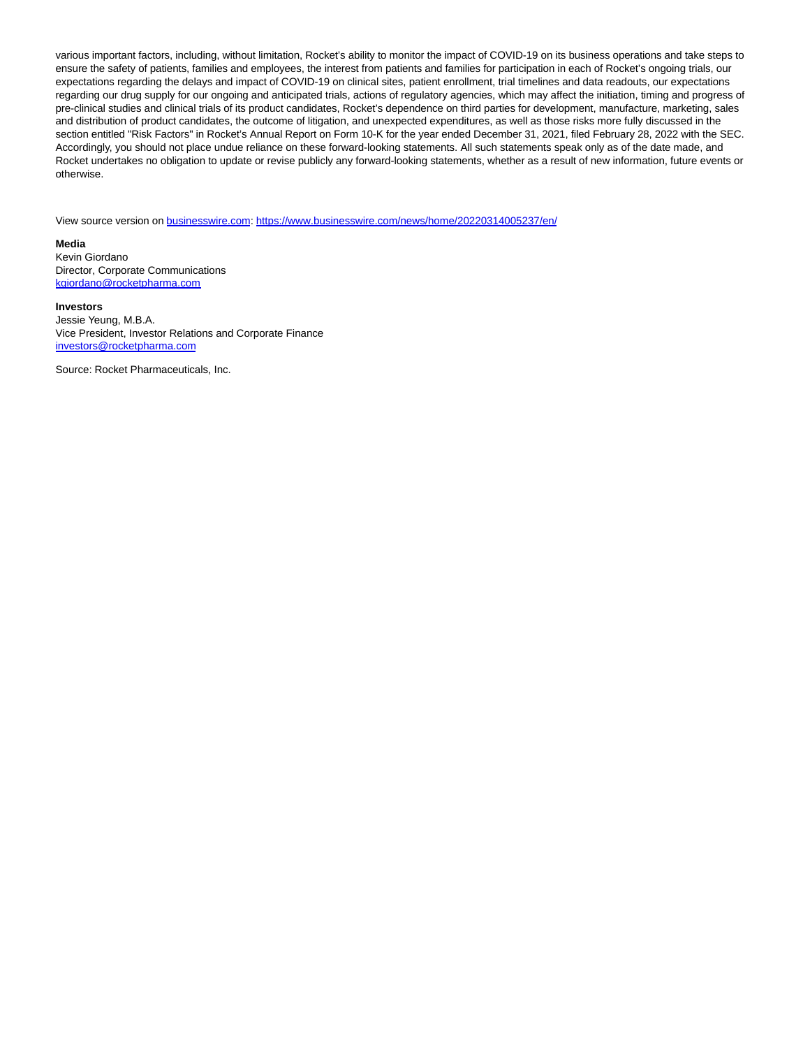various important factors, including, without limitation, Rocket's ability to monitor the impact of COVID-19 on its business operations and take steps to ensure the safety of patients, families and employees, the interest from patients and families for participation in each of Rocket's ongoing trials, our expectations regarding the delays and impact of COVID-19 on clinical sites, patient enrollment, trial timelines and data readouts, our expectations regarding our drug supply for our ongoing and anticipated trials, actions of regulatory agencies, which may affect the initiation, timing and progress of pre-clinical studies and clinical trials of its product candidates, Rocket's dependence on third parties for development, manufacture, marketing, sales and distribution of product candidates, the outcome of litigation, and unexpected expenditures, as well as those risks more fully discussed in the section entitled "Risk Factors" in Rocket's Annual Report on Form 10-K for the year ended December 31, 2021, filed February 28, 2022 with the SEC. Accordingly, you should not place undue reliance on these forward-looking statements. All such statements speak only as of the date made, and Rocket undertakes no obligation to update or revise publicly any forward-looking statements, whether as a result of new information, future events or otherwise.

View source version on businesswire.com: https://www.businesswire.com/news/home/20220314005237/en/

**Media**
Kevin Giordano
Director, Corporate Communications
kgiordano@rocketpharma.com

**Investors**
Jessie Yeung, M.B.A.
Vice President, Investor Relations and Corporate Finance
investors@rocketpharma.com

Source: Rocket Pharmaceuticals, Inc.